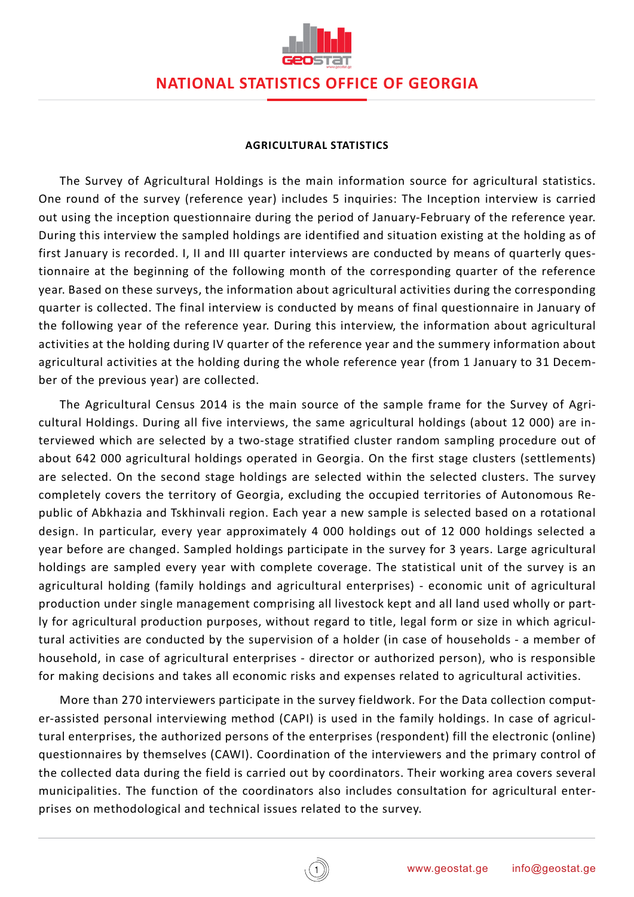# NATIONAL STATISTICS OFFICE OF GEORGIA

## AGRICULTURAL STATISTICS

The Survey of Agricultural Holdings is the main information source for agricultural statistics. One round of the survey (reference year) includes 5 inquiries: The Inception interview is carried out using the inception questionnaire during the period of January-February of the reference year. During this interview the sampled holdings are identified and situation existing at the holding as of first January is recorded. I, II and III quarter interviews are conducted by means of quarterly questionnaire at the beginning of the following month of the corresponding quarter of the reference year. Based on these surveys, the information about agricultural activities during the corresponding quarter is collected. The final interview is conducted by means of final questionnaire in January of the following year of the reference year. During this interview, the information about agricultural activities at the holding during IV quarter of the reference year and the summery information about agricultural activities at the holding during the whole reference year (from 1 January to 31 December of the previous year) are collected.

The Agricultural Census 2014 is the main source of the sample frame for the Survey of Agricultural Holdings. During all five interviews, the same agricultural holdings (about 12 000) are interviewed which are selected by a two-stage stratified cluster random sampling procedure out of about 642 000 agricultural holdings operated in Georgia. On the first stage clusters (settlements) are selected. On the second stage holdings are selected within the selected clusters. The survey completely covers the territory of Georgia, excluding the occupied territories of Autonomous Republic of Abkhazia and Tskhinvali region. Each year a new sample is selected based on a rotational design. In particular, every year approximately 4 000 holdings out of 12 000 holdings selected a year before are changed. Sampled holdings participate in the survey for 3 years. Large agricultural holdings are sampled every year with complete coverage. The statistical unit of the survey is an agricultural holding (family holdings and agricultural enterprises) - economic unit of agricultural production under single management comprising all livestock kept and all land used wholly or partly for agricultural production purposes, without regard to title, legal form or size in which agricultural activities are conducted by the supervision of a holder (in case of households - a member of household, in case of agricultural enterprises - director or authorized person), who is responsible for making decisions and takes all economic risks and expenses related to agricultural activities.

More than 270 interviewers participate in the survey fieldwork. For the Data collection computer-assisted personal interviewing method (CAPI) is used in the family holdings. In case of agricultural enterprises, the authorized persons of the enterprises (respondent) fill the electronic (online) questionnaires by themselves (CAWI). Coordination of the interviewers and the primary control of the collected data during the field is carried out by coordinators. Their working area covers several municipalities. The function of the coordinators also includes consultation for agricultural enterprises on methodological and technical issues related to the survey.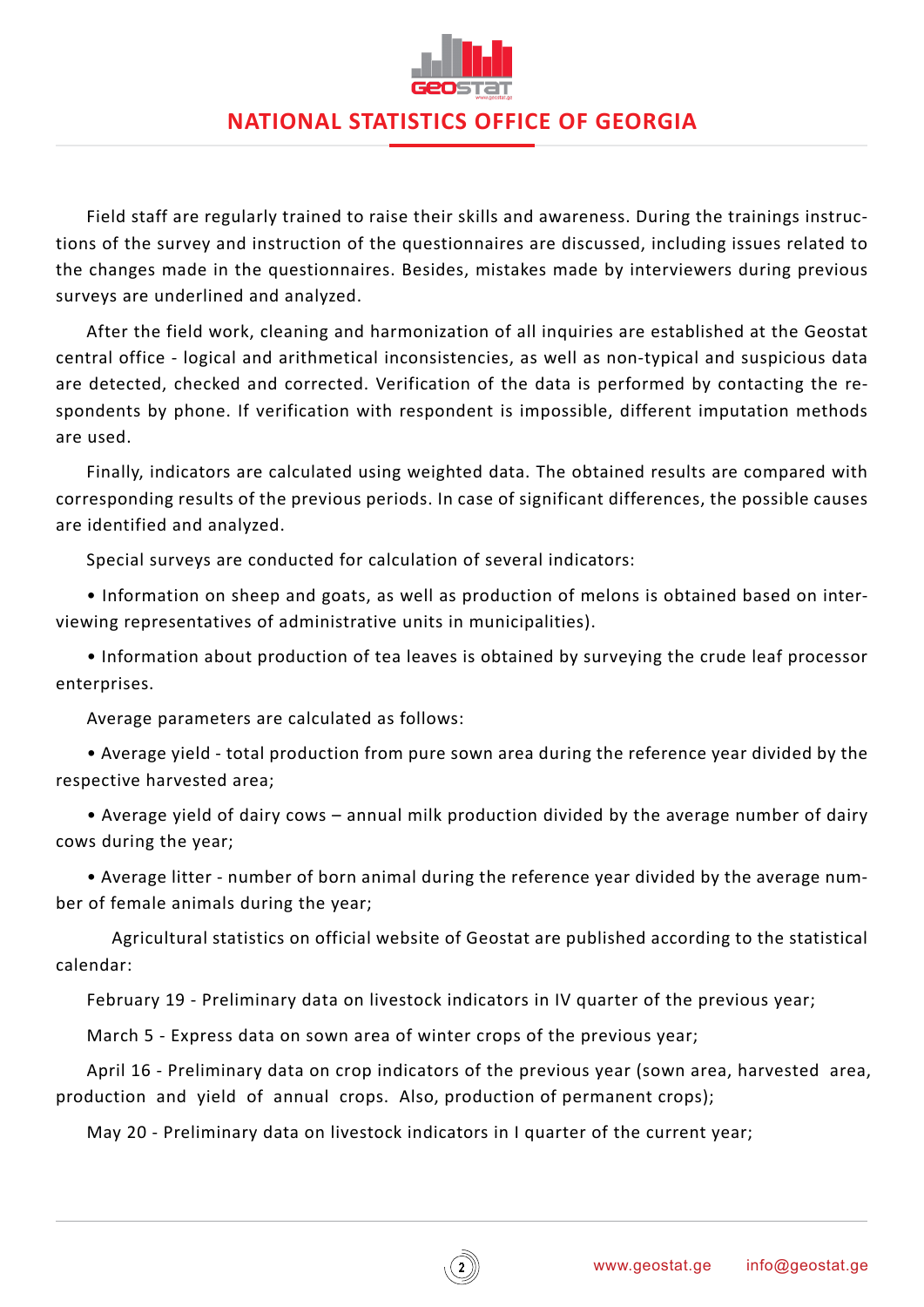Field staff are regularly trained to raise their skills and awareness. During the trainings instructions of the survey and instruction of the questionnaires are discussed, including issues related to the changes made in the questionnaires. Besides, mistakes made by interviewers during previous surveys are underlined and analyzed.

After the field work, cleaning and harmonization of all inquiries are established at the Geostat central office - logical and arithmetical inconsistencies, as well as non-typical and suspicious data are detected, checked and corrected. Verification of the data is performed by contacting the respondents by phone. If verification with respondent is impossible, different imputation methods are used.

Finally, indicators are calculated using weighted data. The obtained results are compared with corresponding results of the previous periods. In case of significant differences, the possible causes are identified and analyzed.

Special surveys are conducted for calculation of several indicators:

- Information on sheep and goats, as well as production of melons is obtained based on interviewing representatives of administrative units in municipalities).
- Information about production of tea leaves is obtained by surveying the crude leaf processor enterprises.

Average parameters are calculated as follows:

- Average yield - total production from pure sown area during the reference year divided by the respective harvested area;
- Average yield of dairy cows – annual milk production divided by the average number of dairy cows during the year;
- Average litter - number of born animal during the reference year divided by the average number of female animals during the year;

Agricultural statistics on official website of Geostat are published according to the statistical calendar:

February 19 - Preliminary data on livestock indicators in IV quarter of the previous year;

March 5 - Express data on sown area of winter crops of the previous year;

April 16 - Preliminary data on crop indicators of the previous year (sown area, harvested area, production and yield of annual crops. Also, production of permanent crops);

May 20 - Preliminary data on livestock indicators in I quarter of the current year;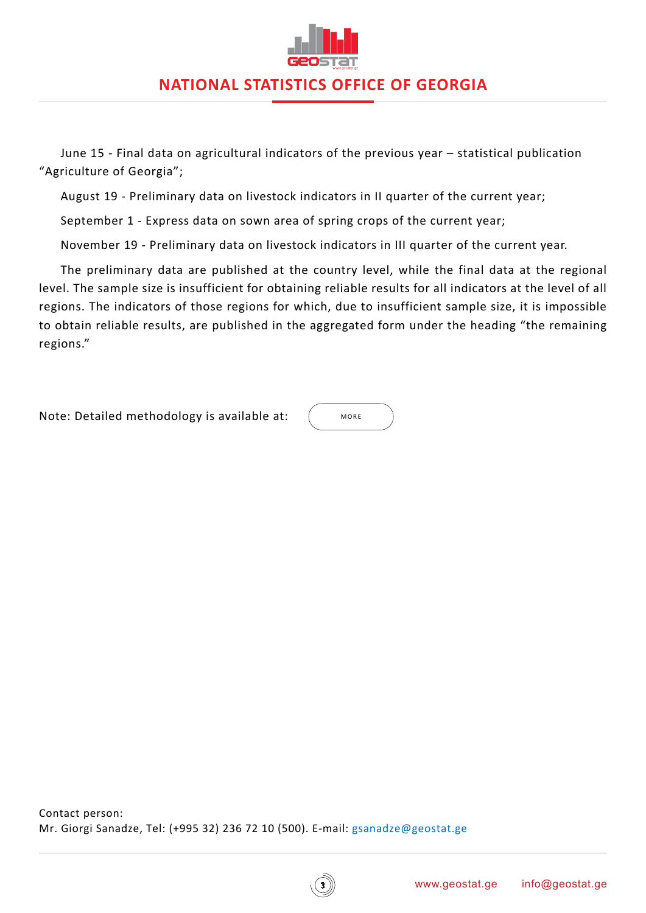June 15 - Final data on agricultural indicators of the previous year – statistical publication "Agriculture of Georgia";

August 19 - Preliminary data on livestock indicators in II quarter of the current year;

September 1 - Express data on sown area of spring crops of the current year;

November 19 - Preliminary data on livestock indicators in III quarter of the current year.

The preliminary data are published at the country level, while the final data at the regional level. The sample size is insufficient for obtaining reliable results for all indicators at the level of all regions. The indicators of those regions for which, due to insufficient sample size, it is impossible to obtain reliable results, are published in the aggregated form under the heading "the remaining regions."

Note: Detailed methodology is available at: MORE

Contact person:
Mr. Giorgi Sanadze, Tel: (+995 32) 236 72 10 (500). E-mail: gsanadze@geostat.ge